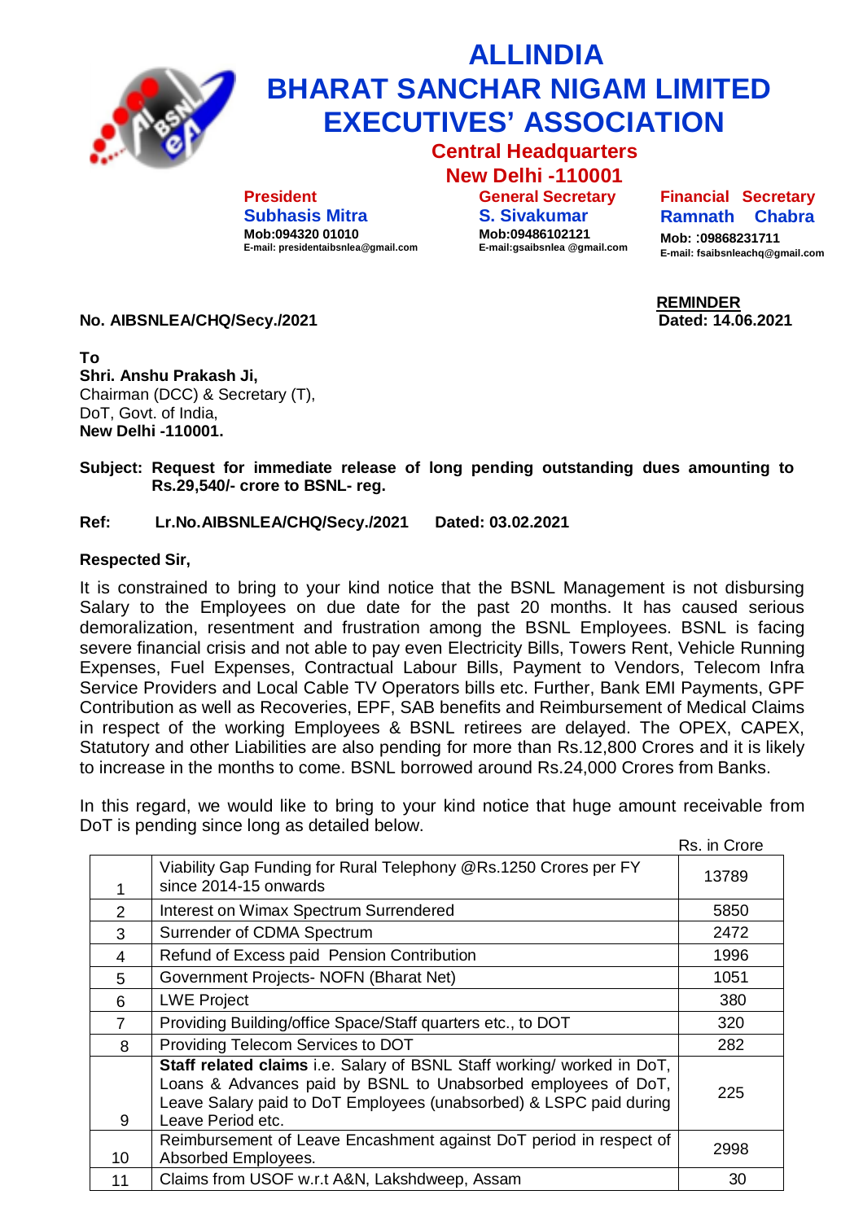# ALLINDIA
# BHARAT SANCHAR NIGAM LIMITED
# EXECUTIVES' ASSOCIATION

## Central Headquarters
## New Delhi -110001

| President | General Secretary | Financial Secretary |
|---|---|---|
| **Subhasis Mitra** | **S. Sivakumar** | **Ramnath Chabra** |
| Mob:094320 01010 | Mob:09486102121 | Mob: :09868231711 |
| E-mail: presidentaibsnlea@gmail.com | E-mail:gsaibsnlea @gmail.com | E-mail: fsaibsnleachq@gmail.com |

**REMINDER**

**No. AIBSNLEA/CHQ/Secy./2021** **Dated: 14.06.2021**

**To**
**Shri. Anshu Prakash Ji,**
Chairman (DCC) & Secretary (T),
DoT, Govt. of India,
**New Delhi -110001.**

**Subject: Request for immediate release of long pending outstanding dues amounting to Rs.29,540/- crore to BSNL- reg.**

**Ref: Lr.No.AIBSNLEA/CHQ/Secy./2021 Dated: 03.02.2021**

**Respected Sir,**

It is constrained to bring to your kind notice that the BSNL Management is not disbursing Salary to the Employees on due date for the past 20 months. It has caused serious demoralization, resentment and frustration among the BSNL Employees. BSNL is facing severe financial crisis and not able to pay even Electricity Bills, Towers Rent, Vehicle Running Expenses, Fuel Expenses, Contractual Labour Bills, Payment to Vendors, Telecom Infra Service Providers and Local Cable TV Operators bills etc. Further, Bank EMI Payments, GPF Contribution as well as Recoveries, EPF, SAB benefits and Reimbursement of Medical Claims in respect of the working Employees & BSNL retirees are delayed. The OPEX, CAPEX, Statutory and other Liabilities are also pending for more than Rs.12,800 Crores and it is likely to increase in the months to come. BSNL borrowed around Rs.24,000 Crores from Banks.

In this regard, we would like to bring to your kind notice that huge amount receivable from DoT is pending since long as detailed below.

Rs. in Crore

| | | |
|---|---|---|
| 1 | Viability Gap Funding for Rural Telephony @Rs.1250 Crores per FY since 2014-15 onwards | 13789 |
| 2 | Interest on Wimax Spectrum Surrendered | 5850 |
| 3 | Surrender of CDMA Spectrum | 2472 |
| 4 | Refund of Excess paid Pension Contribution | 1996 |
| 5 | Government Projects- NOFN (Bharat Net) | 1051 |
| 6 | LWE Project | 380 |
| 7 | Providing Building/office Space/Staff quarters etc., to DOT | 320 |
| 8 | Providing Telecom Services to DOT | 282 |
| 9 | **Staff related claims** i.e. Salary of BSNL Staff working/ worked in DoT, Loans & Advances paid by BSNL to Unabsorbed employees of DoT, Leave Salary paid to DoT Employees (unabsorbed) & LSPC paid during Leave Period etc. | 225 |
| 10 | Reimbursement of Leave Encashment against DoT period in respect of Absorbed Employees. | 2998 |
| 11 | Claims from USOF w.r.t A&N, Lakshdweep, Assam | 30 |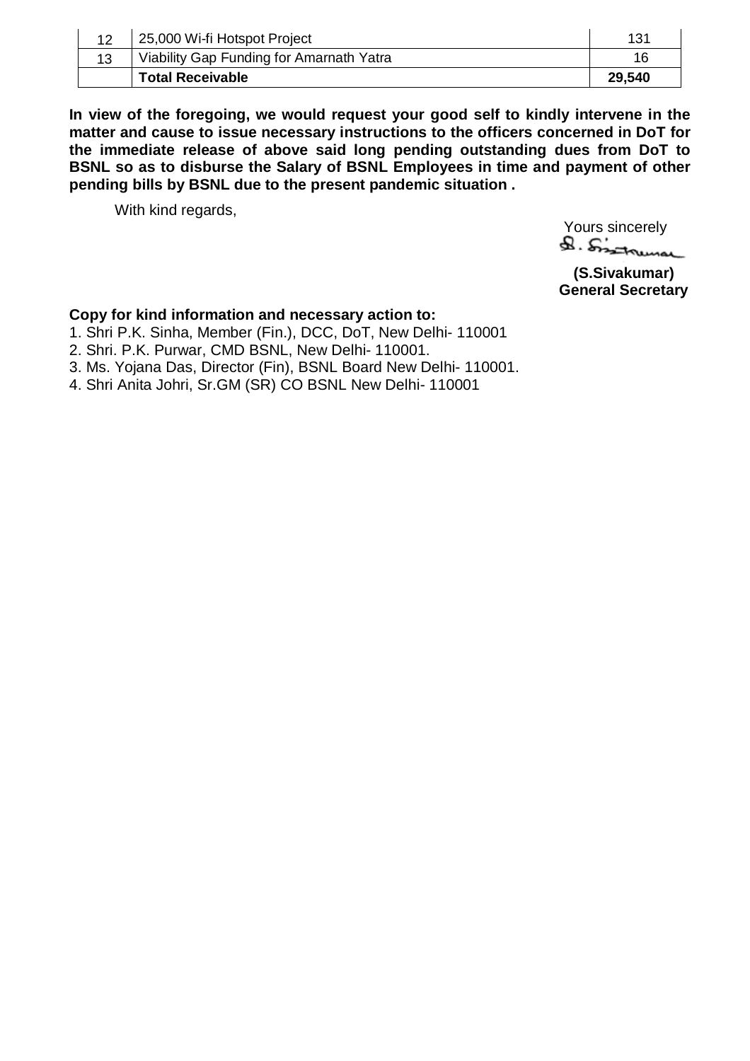| | | |
|---|---|---|
| 12 | 25,000 Wi-fi Hotspot Project | 131 |
| 13 | Viability Gap Funding for Amarnath Yatra | 16 |
| | **Total Receivable** | **29,540** |

**In view of the foregoing, we would request your good self to kindly intervene in the matter and cause to issue necessary instructions to the officers concerned in DoT for the immediate release of above said long pending outstanding dues from DoT to BSNL so as to disburse the Salary of BSNL Employees in time and payment of other pending bills by BSNL due to the present pandemic situation .**

With kind regards,

Yours sincerely

S. Sivakumar

**(S.Sivakumar)**
**General Secretary**

**Copy for kind information and necessary action to:**

1. Shri P.K. Sinha, Member (Fin.), DCC, DoT, New Delhi- 110001
2. Shri. P.K. Purwar, CMD BSNL, New Delhi- 110001.
3. Ms. Yojana Das, Director (Fin), BSNL Board New Delhi- 110001.
4. Shri Anita Johri, Sr.GM (SR) CO BSNL New Delhi- 110001